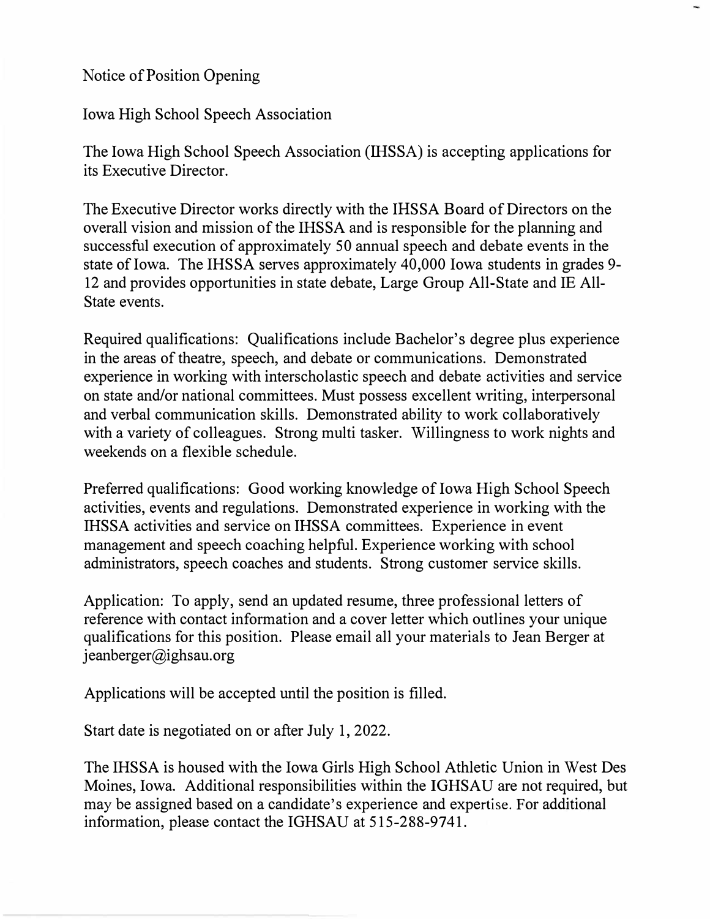Notice of Position Opening

Iowa High School Speech Association

The Iowa High School Speech Association (IHSSA) is accepting applications for its Executive Director.

The Executive Director works directly with the IHSSA Board of Directors on the overall vision and mission of the IHSSA and is responsible for the planning and successful execution of approximately 50 annual speech and debate events in the state of Iowa. The IHSSA serves approximately 40,000 Iowa students in grades 9-12 and provides opportunities in state debate, Large Group All-State and IE All-State events.

Required qualifications: Qualifications include Bachelor's degree plus experience in the areas of theatre, speech, and debate or communications. Demonstrated experience in working with interscholastic speech and debate activities and service on state and/or national committees. Must possess excellent writing, interpersonal and verbal communication skills. Demonstrated ability to work collaboratively with a variety of colleagues. Strong multi tasker. Willingness to work nights and weekends on a flexible schedule.

Preferred qualifications: Good working knowledge of Iowa High School Speech activities, events and regulations. Demonstrated experience in working with the IHSSA activities and service on IHSSA committees. Experience in event management and speech coaching helpful. Experience working with school administrators, speech coaches and students. Strong customer service skills.

Application: To apply, send an updated resume, three professional letters of reference with contact information and a cover letter which outlines your unique qualifications for this position. Please email all your materials to Jean Berger at jeanberger@ighsau.org

Applications will be accepted until the position is filled.

Start date is negotiated on or after July 1, 2022.

The IHSSA is housed with the Iowa Girls High School Athletic Union in West Des Moines, Iowa. Additional responsibilities within the IGHSAU are not required, but may be assigned based on a candidate's experience and expertise. For additional information, please contact the IGHSAU at 515-288-9741.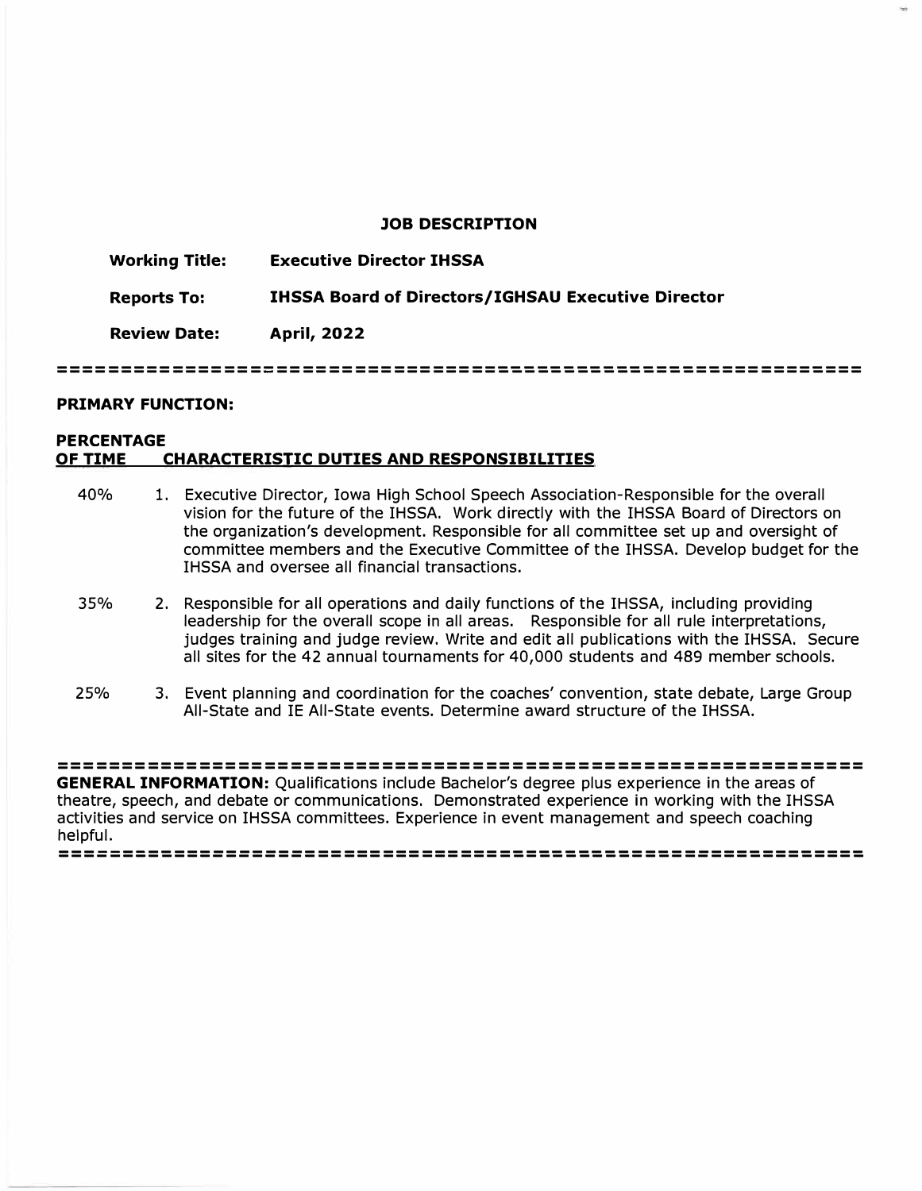## JOB DESCRIPTION

**Working Title:** **Executive Director IHSSA**

**Reports To:** **IHSSA Board of Directors/IGHSAU Executive Director**

**Review Date:** **April, 2022**

---

**PRIMARY FUNCTION:**

| PERCENTAGE OF TIME | CHARACTERISTIC DUTIES AND RESPONSIBILITIES |
|---|---|
| 40% | 1. Executive Director, Iowa High School Speech Association-Responsible for the overall vision for the future of the IHSSA. Work directly with the IHSSA Board of Directors on the organization's development. Responsible for all committee set up and oversight of committee members and the Executive Committee of the IHSSA. Develop budget for the IHSSA and oversee all financial transactions. |
| 35% | 2. Responsible for all operations and daily functions of the IHSSA, including providing leadership for the overall scope in all areas. Responsible for all rule interpretations, judges training and judge review. Write and edit all publications with the IHSSA. Secure all sites for the 42 annual tournaments for 40,000 students and 489 member schools. |
| 25% | 3. Event planning and coordination for the coaches' convention, state debate, Large Group All-State and IE All-State events. Determine award structure of the IHSSA. |

---

**GENERAL INFORMATION:** Qualifications include Bachelor's degree plus experience in the areas of theatre, speech, and debate or communications. Demonstrated experience in working with the IHSSA activities and service on IHSSA committees. Experience in event management and speech coaching helpful.

---